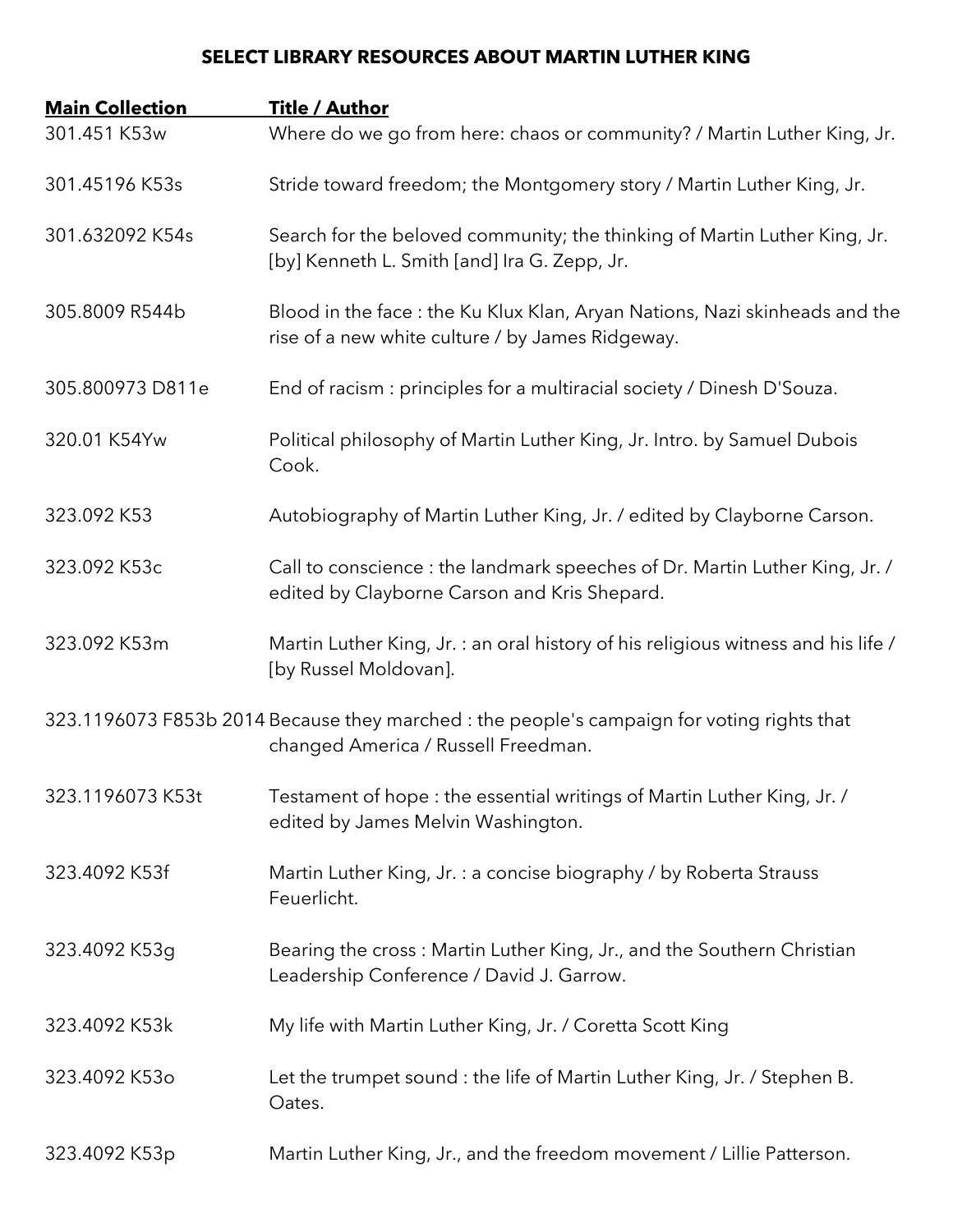## SELECT LIBRARY RESOURCES ABOUT MARTIN LUTHER KING

| Main Collection | Title / Author |
|---|---|
| 301.451 K53w | Where do we go from here: chaos or community? / Martin Luther King, Jr. |
| 301.45196 K53s | Stride toward freedom; the Montgomery story / Martin Luther King, Jr. |
| 301.632092 K54s | Search for the beloved community; the thinking of Martin Luther King, Jr. [by] Kenneth L. Smith [and] Ira G. Zepp, Jr. |
| 305.8009 R544b | Blood in the face : the Ku Klux Klan, Aryan Nations, Nazi skinheads and the rise of a new white culture / by James Ridgeway. |
| 305.800973 D811e | End of racism : principles for a multiracial society / Dinesh D'Souza. |
| 320.01 K54Yw | Political philosophy of Martin Luther King, Jr. Intro. by Samuel Dubois Cook. |
| 323.092 K53 | Autobiography of Martin Luther King, Jr. / edited by Clayborne Carson. |
| 323.092 K53c | Call to conscience : the landmark speeches of Dr. Martin Luther King, Jr. / edited by Clayborne Carson and Kris Shepard. |
| 323.092 K53m | Martin Luther King, Jr. : an oral history of his religious witness and his life / [by Russel Moldovan]. |
| 323.1196073 F853b 2014 | Because they marched : the people's campaign for voting rights that changed America / Russell Freedman. |
| 323.1196073 K53t | Testament of hope : the essential writings of Martin Luther King, Jr. / edited by James Melvin Washington. |
| 323.4092 K53f | Martin Luther King, Jr. : a concise biography / by Roberta Strauss Feuerlicht. |
| 323.4092 K53g | Bearing the cross : Martin Luther King, Jr., and the Southern Christian Leadership Conference / David J. Garrow. |
| 323.4092 K53k | My life with Martin Luther King, Jr. / Coretta Scott King |
| 323.4092 K53o | Let the trumpet sound : the life of Martin Luther King, Jr. / Stephen B. Oates. |
| 323.4092 K53p | Martin Luther King, Jr., and the freedom movement / Lillie Patterson. |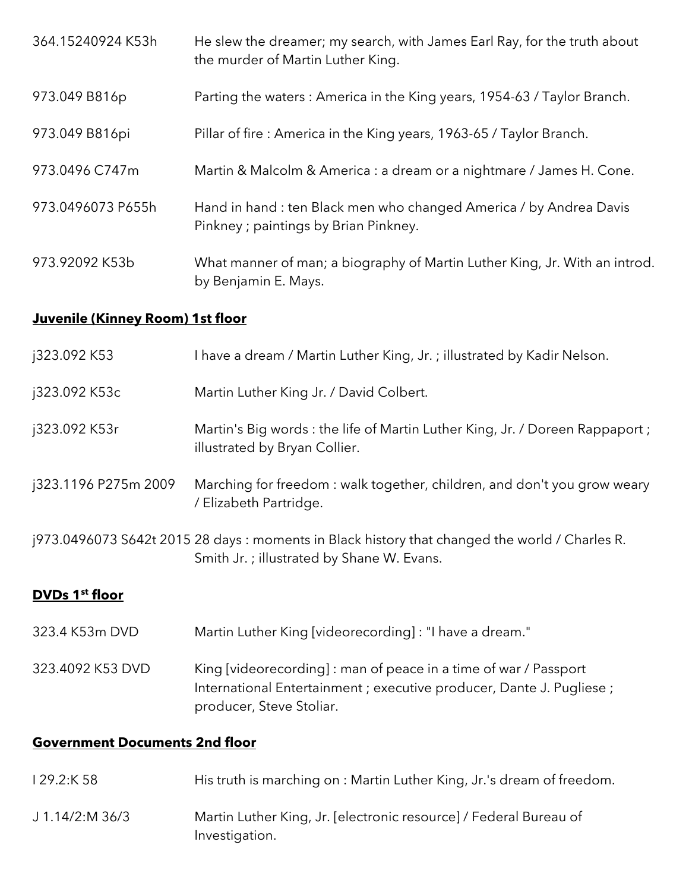| | |
|---|---|
| 364.15240924 K53h | He slew the dreamer; my search, with James Earl Ray, for the truth about the murder of Martin Luther King. |
| 973.049 B816p | Parting the waters : America in the King years, 1954-63 / Taylor Branch. |
| 973.049 B816pi | Pillar of fire : America in the King years, 1963-65 / Taylor Branch. |
| 973.0496 C747m | Martin & Malcolm & America : a dream or a nightmare / James H. Cone. |
| 973.0496073 P655h | Hand in hand : ten Black men who changed America / by Andrea Davis Pinkney ; paintings by Brian Pinkney. |
| 973.92092 K53b | What manner of man; a biography of Martin Luther King, Jr. With an introd. by Benjamin E. Mays. |

**Juvenile (Kinney Room) 1st floor**

| | |
|---|---|
| j323.092 K53 | I have a dream / Martin Luther King, Jr. ; illustrated by Kadir Nelson. |
| j323.092 K53c | Martin Luther King Jr. / David Colbert. |
| j323.092 K53r | Martin's Big words : the life of Martin Luther King, Jr. / Doreen Rappaport ; illustrated by Bryan Collier. |
| j323.1196 P275m 2009 | Marching for freedom : walk together, children, and don't you grow weary / Elizabeth Partridge. |
| j973.0496073 S642t 2015 | 28 days : moments in Black history that changed the world / Charles R. Smith Jr. ; illustrated by Shane W. Evans. |

**DVDs 1st floor**

| | |
|---|---|
| 323.4 K53m DVD | Martin Luther King [videorecording] : "I have a dream." |
| 323.4092 K53 DVD | King [videorecording] : man of peace in a time of war / Passport International Entertainment ; executive producer, Dante J. Pugliese ; producer, Steve Stoliar. |

**Government Documents 2nd floor**

| | |
|---|---|
| I 29.2:K 58 | His truth is marching on : Martin Luther King, Jr.'s dream of freedom. |
| J 1.14/2:M 36/3 | Martin Luther King, Jr. [electronic resource] / Federal Bureau of Investigation. |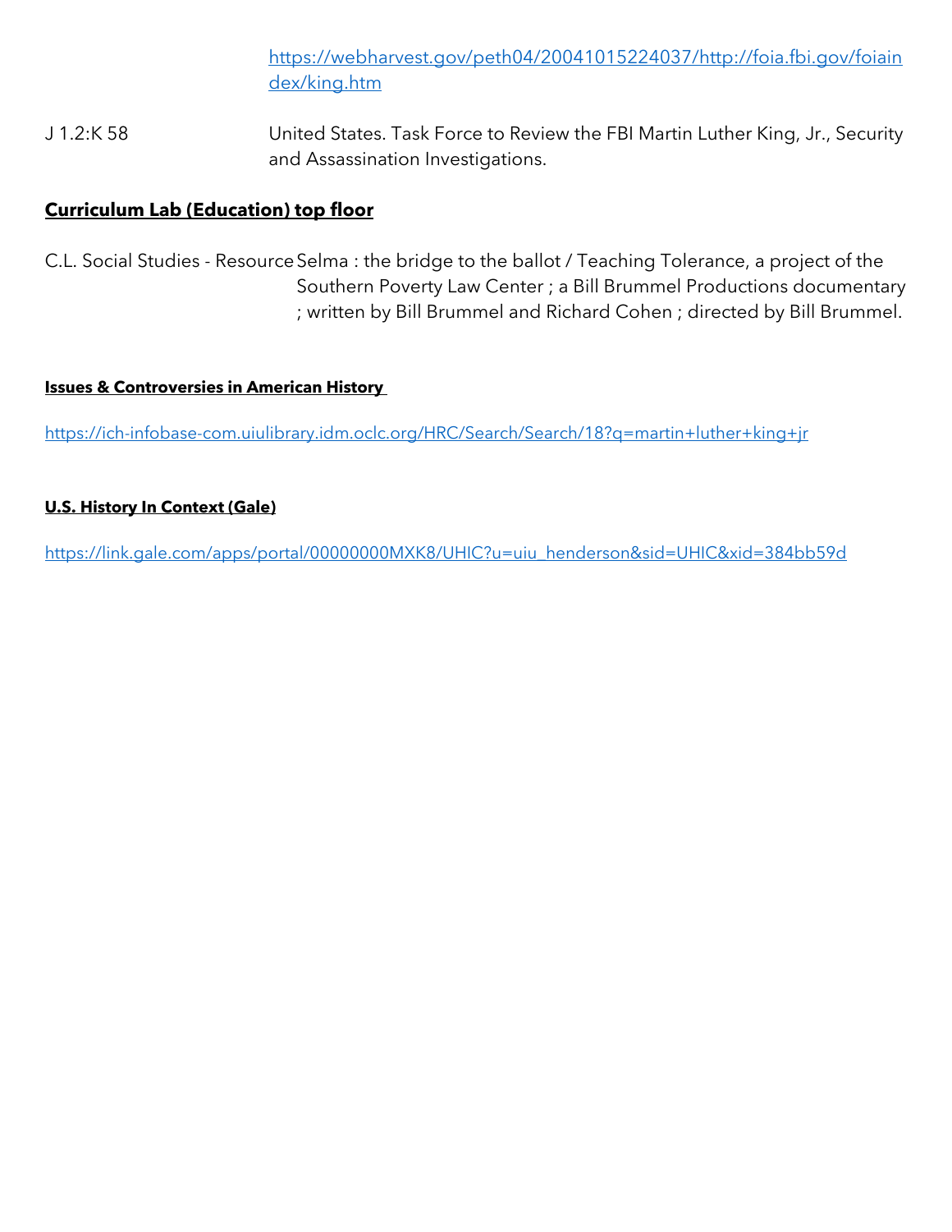https://webharvest.gov/peth04/20041015224037/http://foia.fbi.gov/foiaindex/king.htm

J 1.2:K 58 United States. Task Force to Review the FBI Martin Luther King, Jr., Security and Assassination Investigations.

**Curriculum Lab (Education) top floor**

C.L. Social Studies - Resource Selma : the bridge to the ballot / Teaching Tolerance, a project of the Southern Poverty Law Center ; a Bill Brummel Productions documentary ; written by Bill Brummel and Richard Cohen ; directed by Bill Brummel.

**Issues & Controversies in American History**

https://ich-infobase-com.uiulibrary.idm.oclc.org/HRC/Search/Search/18?q=martin+luther+king+jr

**U.S. History In Context (Gale)**

https://link.gale.com/apps/portal/00000000MXK8/UHIC?u=uiu_henderson&sid=UHIC&xid=384bb59d